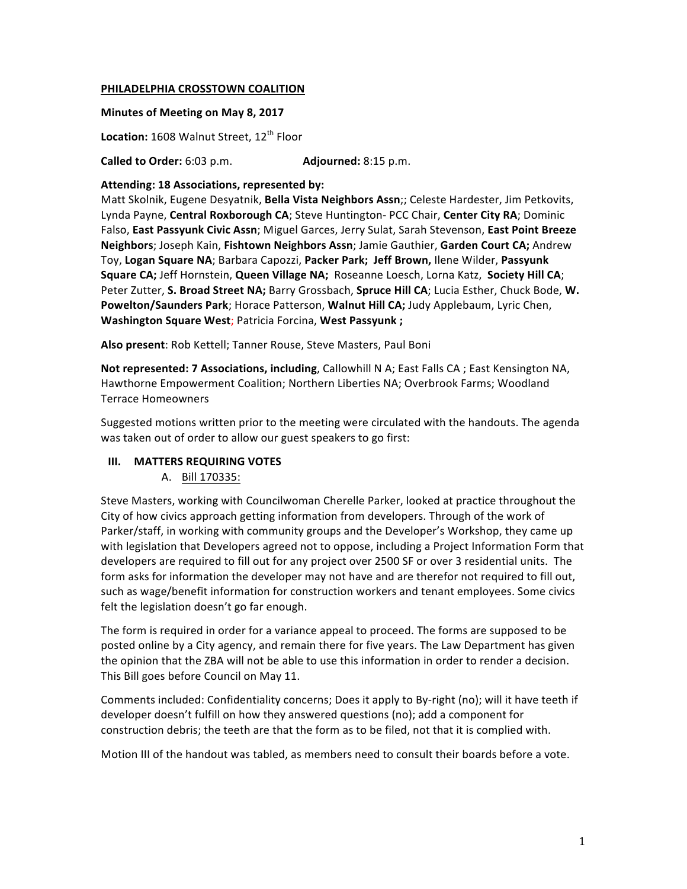**PHILADELPHIA CROSSTOWN COALITION**

**Minutes of Meeting on May 8, 2017**

**Location:** 1608 Walnut Street, 12th Floor

**Called to Order:** 6:03 p.m. **Adjourned:** 8:15 p.m.

**Attending: 18 Associations, represented by:**
Matt Skolnik, Eugene Desyatnik, **Bella Vista Neighbors Assn**;; Celeste Hardester, Jim Petkovits, Lynda Payne, **Central Roxborough CA**; Steve Huntington- PCC Chair, **Center City RA**; Dominic Falso, **East Passyunk Civic Assn**; Miguel Garces, Jerry Sulat, Sarah Stevenson, **East Point Breeze Neighbors**; Joseph Kain, **Fishtown Neighbors Assn**; Jamie Gauthier, **Garden Court CA;** Andrew Toy, **Logan Square NA**; Barbara Capozzi, **Packer Park; Jeff Brown,** Ilene Wilder, **Passyunk Square CA;** Jeff Hornstein, **Queen Village NA;** Roseanne Loesch, Lorna Katz, **Society Hill CA**; Peter Zutter, **S. Broad Street NA;** Barry Grossbach, **Spruce Hill CA**; Lucia Esther, Chuck Bode, **W. Powelton/Saunders Park**; Horace Patterson, **Walnut Hill CA;** Judy Applebaum, Lyric Chen, **Washington Square West**; Patricia Forcina, **West Passyunk ;**

**Also present**: Rob Kettell; Tanner Rouse, Steve Masters, Paul Boni

**Not represented: 7 Associations, including**, Callowhill N A; East Falls CA ; East Kensington NA, Hawthorne Empowerment Coalition; Northern Liberties NA; Overbrook Farms; Woodland Terrace Homeowners

Suggested motions written prior to the meeting were circulated with the handouts. The agenda was taken out of order to allow our guest speakers to go first:

## III. MATTERS REQUIRING VOTES

### A. Bill 170335:

Steve Masters, working with Councilwoman Cherelle Parker, looked at practice throughout the City of how civics approach getting information from developers. Through of the work of Parker/staff, in working with community groups and the Developer's Workshop, they came up with legislation that Developers agreed not to oppose, including a Project Information Form that developers are required to fill out for any project over 2500 SF or over 3 residential units. The form asks for information the developer may not have and are therefor not required to fill out, such as wage/benefit information for construction workers and tenant employees. Some civics felt the legislation doesn't go far enough.

The form is required in order for a variance appeal to proceed. The forms are supposed to be posted online by a City agency, and remain there for five years. The Law Department has given the opinion that the ZBA will not be able to use this information in order to render a decision. This Bill goes before Council on May 11.

Comments included: Confidentiality concerns; Does it apply to By-right (no); will it have teeth if developer doesn't fulfill on how they answered questions (no); add a component for construction debris; the teeth are that the form as to be filed, not that it is complied with.

Motion III of the handout was tabled, as members need to consult their boards before a vote.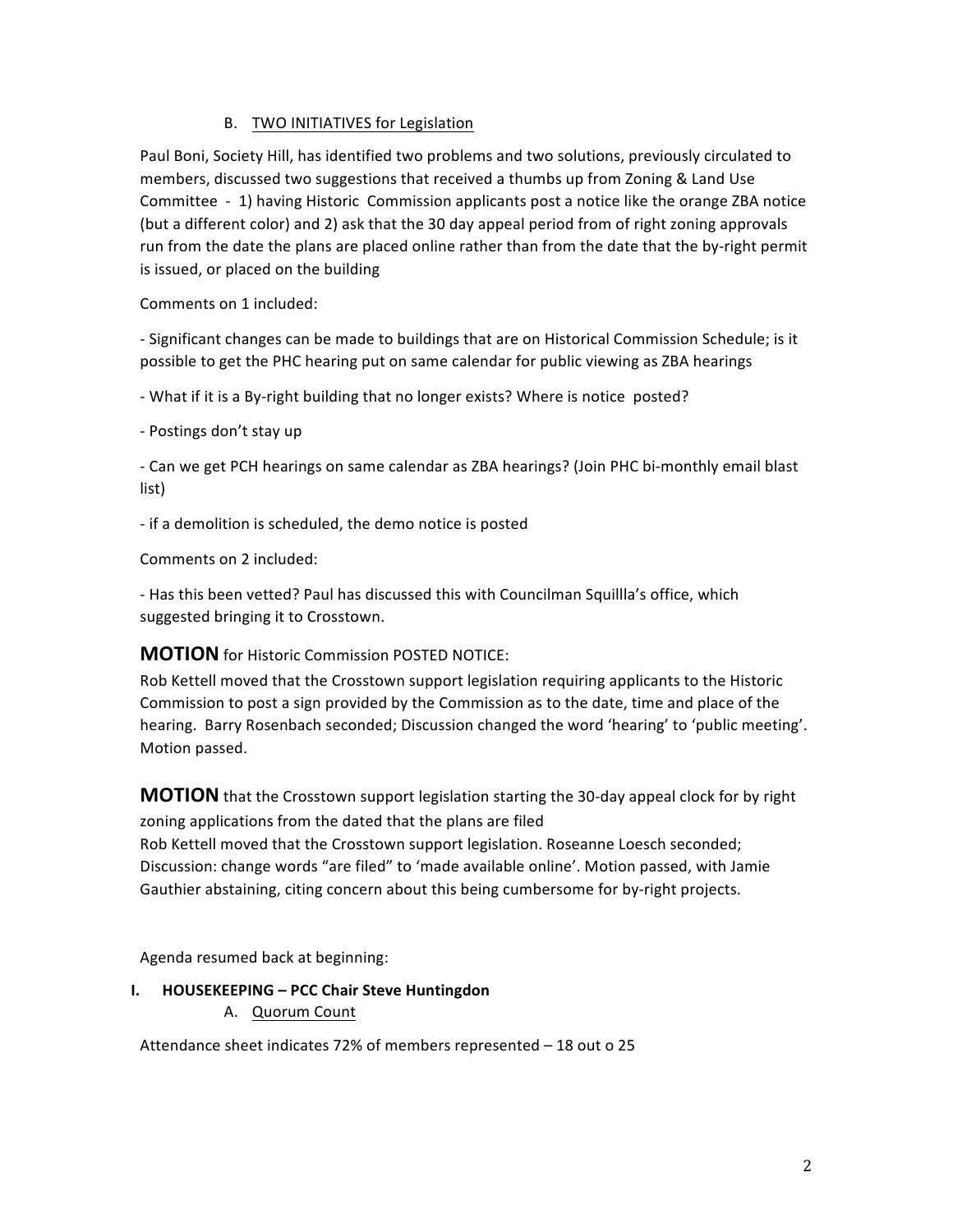### B. TWO INITIATIVES for Legislation

Paul Boni, Society Hill, has identified two problems and two solutions, previously circulated to members, discussed two suggestions that received a thumbs up from Zoning & Land Use Committee - 1) having Historic Commission applicants post a notice like the orange ZBA notice (but a different color) and 2) ask that the 30 day appeal period from of right zoning approvals run from the date the plans are placed online rather than from the date that the by-right permit is issued, or placed on the building

Comments on 1 included:

- Significant changes can be made to buildings that are on Historical Commission Schedule; is it possible to get the PHC hearing put on same calendar for public viewing as ZBA hearings

- What if it is a By-right building that no longer exists? Where is notice posted?

- Postings don't stay up

- Can we get PCH hearings on same calendar as ZBA hearings? (Join PHC bi-monthly email blast list)

- if a demolition is scheduled, the demo notice is posted

Comments on 2 included:

- Has this been vetted? Paul has discussed this with Councilman Squillla's office, which suggested bringing it to Crosstown.

**MOTION** for Historic Commission POSTED NOTICE:

Rob Kettell moved that the Crosstown support legislation requiring applicants to the Historic Commission to post a sign provided by the Commission as to the date, time and place of the hearing. Barry Rosenbach seconded; Discussion changed the word 'hearing' to 'public meeting'. Motion passed.

**MOTION** that the Crosstown support legislation starting the 30-day appeal clock for by right zoning applications from the dated that the plans are filed

Rob Kettell moved that the Crosstown support legislation. Roseanne Loesch seconded; Discussion: change words "are filed" to 'made available online'. Motion passed, with Jamie Gauthier abstaining, citing concern about this being cumbersome for by-right projects.

Agenda resumed back at beginning:

## I. HOUSEKEEPING – PCC Chair Steve Huntingdon

### A. Quorum Count

Attendance sheet indicates 72% of members represented – 18 out o 25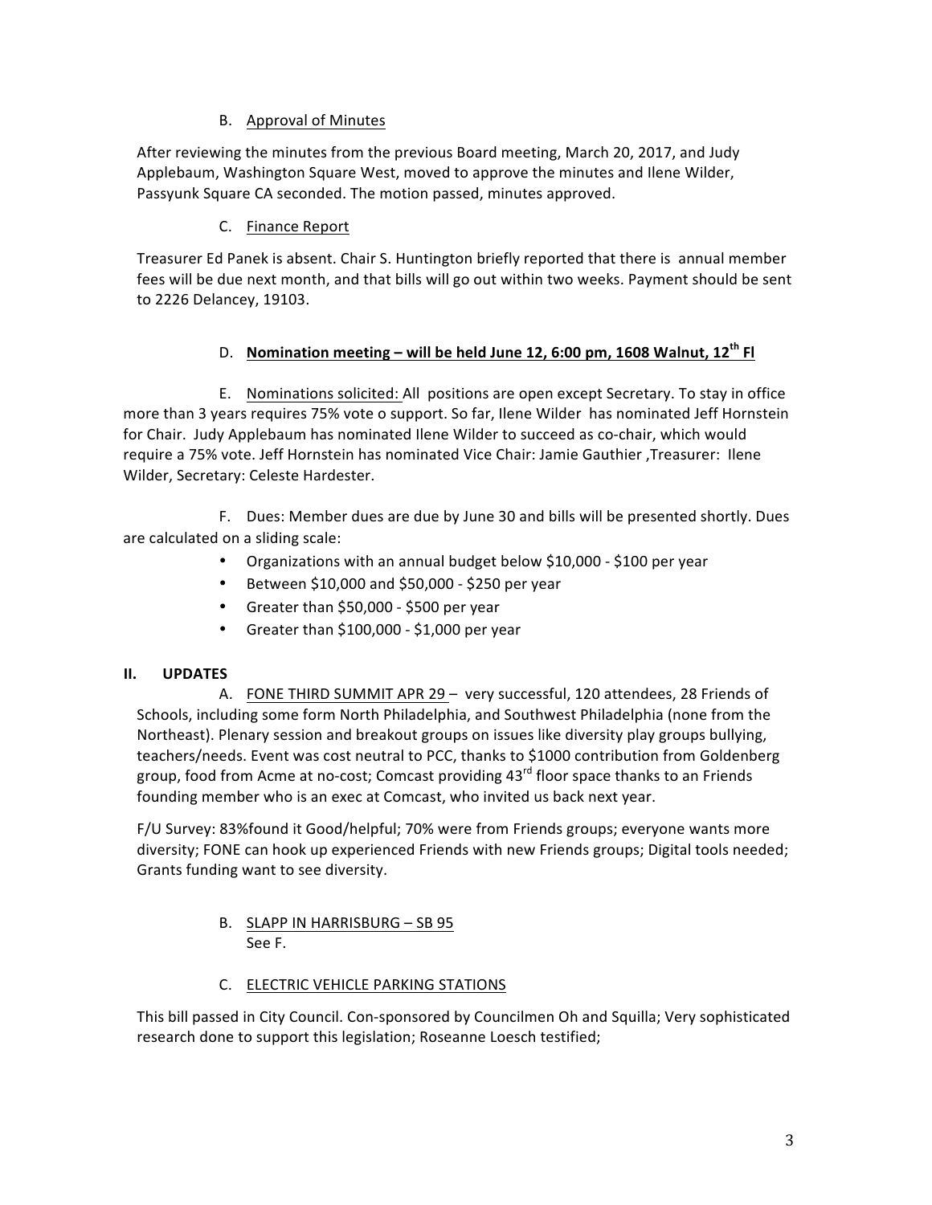B. Approval of Minutes

After reviewing the minutes from the previous Board meeting, March 20, 2017, and Judy Applebaum, Washington Square West, moved to approve the minutes and Ilene Wilder, Passyunk Square CA seconded. The motion passed, minutes approved.

C. Finance Report

Treasurer Ed Panek is absent. Chair S. Huntington briefly reported that there is annual member fees will be due next month, and that bills will go out within two weeks. Payment should be sent to 2226 Delancey, 19103.

D. **Nomination meeting – will be held June 12, 6:00 pm, 1608 Walnut, 12th Fl**

E. Nominations solicited: All positions are open except Secretary. To stay in office more than 3 years requires 75% vote o support. So far, Ilene Wilder has nominated Jeff Hornstein for Chair. Judy Applebaum has nominated Ilene Wilder to succeed as co-chair, which would require a 75% vote. Jeff Hornstein has nominated Vice Chair: Jamie Gauthier ,Treasurer: Ilene Wilder, Secretary: Celeste Hardester.

F. Dues: Member dues are due by June 30 and bills will be presented shortly. Dues are calculated on a sliding scale:

- Organizations with an annual budget below $10,000 - $100 per year
- Between $10,000 and $50,000 - $250 per year
- Greater than $50,000 - $500 per year
- Greater than $100,000 - $1,000 per year

## II. UPDATES

A. FONE THIRD SUMMIT APR 29 – very successful, 120 attendees, 28 Friends of Schools, including some form North Philadelphia, and Southwest Philadelphia (none from the Northeast). Plenary session and breakout groups on issues like diversity play groups bullying, teachers/needs. Event was cost neutral to PCC, thanks to $1000 contribution from Goldenberg group, food from Acme at no-cost; Comcast providing 43rd floor space thanks to an Friends founding member who is an exec at Comcast, who invited us back next year.

F/U Survey: 83%found it Good/helpful; 70% were from Friends groups; everyone wants more diversity; FONE can hook up experienced Friends with new Friends groups; Digital tools needed; Grants funding want to see diversity.

B. SLAPP IN HARRISBURG – SB 95
See F.

C. ELECTRIC VEHICLE PARKING STATIONS

This bill passed in City Council. Con-sponsored by Councilmen Oh and Squilla; Very sophisticated research done to support this legislation; Roseanne Loesch testified;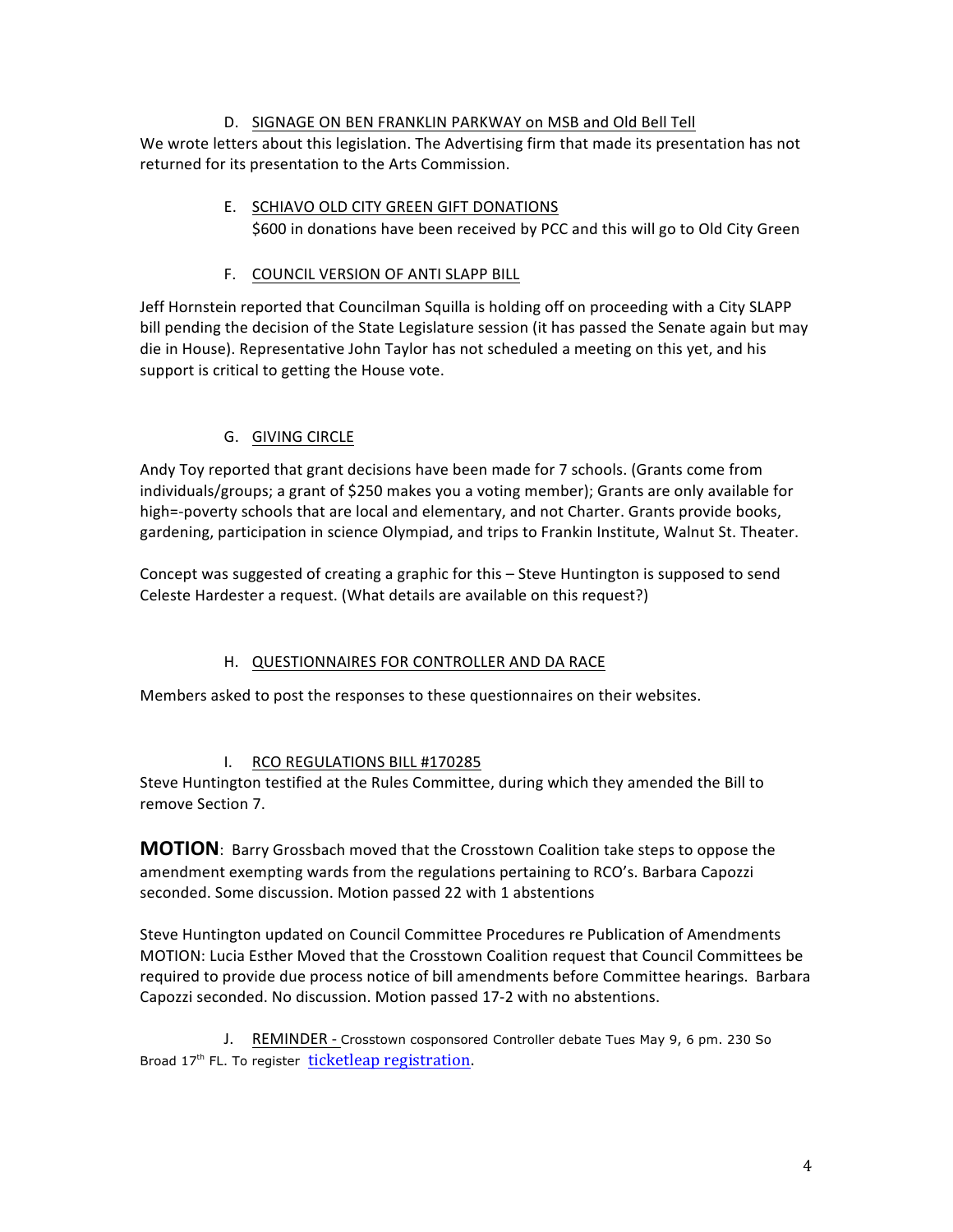D. SIGNAGE ON BEN FRANKLIN PARKWAY on MSB and Old Bell Tell

We wrote letters about this legislation. The Advertising firm that made its presentation has not returned for its presentation to the Arts Commission.

E. SCHIAVO OLD CITY GREEN GIFT DONATIONS

$600 in donations have been received by PCC and this will go to Old City Green

F. COUNCIL VERSION OF ANTI SLAPP BILL

Jeff Hornstein reported that Councilman Squilla is holding off on proceeding with a City SLAPP bill pending the decision of the State Legislature session (it has passed the Senate again but may die in House). Representative John Taylor has not scheduled a meeting on this yet, and his support is critical to getting the House vote.

G. GIVING CIRCLE

Andy Toy reported that grant decisions have been made for 7 schools. (Grants come from individuals/groups; a grant of $250 makes you a voting member); Grants are only available for high=-poverty schools that are local and elementary, and not Charter. Grants provide books, gardening, participation in science Olympiad, and trips to Frankin Institute, Walnut St. Theater.

Concept was suggested of creating a graphic for this – Steve Huntington is supposed to send Celeste Hardester a request. (What details are available on this request?)

H. QUESTIONNAIRES FOR CONTROLLER AND DA RACE

Members asked to post the responses to these questionnaires on their websites.

I. RCO REGULATIONS BILL #170285

Steve Huntington testified at the Rules Committee, during which they amended the Bill to remove Section 7.

**MOTION**: Barry Grossbach moved that the Crosstown Coalition take steps to oppose the amendment exempting wards from the regulations pertaining to RCO's. Barbara Capozzi seconded. Some discussion. Motion passed 22 with 1 abstentions

Steve Huntington updated on Council Committee Procedures re Publication of Amendments
MOTION: Lucia Esther Moved that the Crosstown Coalition request that Council Committees be required to provide due process notice of bill amendments before Committee hearings. Barbara Capozzi seconded. No discussion. Motion passed 17-2 with no abstentions.

J. REMINDER - Crosstown cosponsored Controller debate Tues May 9, 6 pm. 230 So Broad 17th FL. To register ticketleap registration.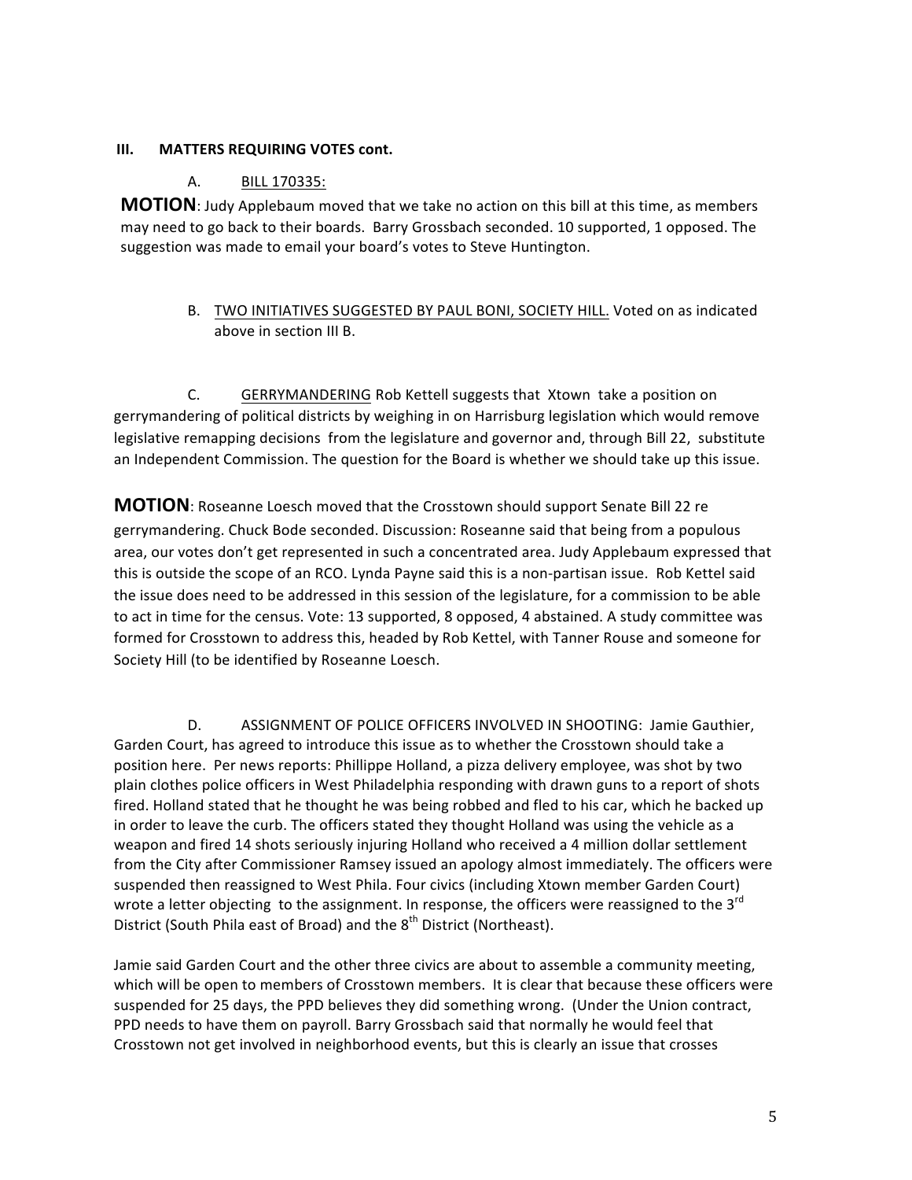### III. MATTERS REQUIRING VOTES cont.

A. BILL 170335:

**MOTION**: Judy Applebaum moved that we take no action on this bill at this time, as members may need to go back to their boards. Barry Grossbach seconded. 10 supported, 1 opposed. The suggestion was made to email your board's votes to Steve Huntington.

B. TWO INITIATIVES SUGGESTED BY PAUL BONI, SOCIETY HILL. Voted on as indicated above in section III B.

C. GERRYMANDERING Rob Kettell suggests that Xtown take a position on gerrymandering of political districts by weighing in on Harrisburg legislation which would remove legislative remapping decisions from the legislature and governor and, through Bill 22, substitute an Independent Commission. The question for the Board is whether we should take up this issue.

**MOTION**: Roseanne Loesch moved that the Crosstown should support Senate Bill 22 re gerrymandering. Chuck Bode seconded. Discussion: Roseanne said that being from a populous area, our votes don't get represented in such a concentrated area. Judy Applebaum expressed that this is outside the scope of an RCO. Lynda Payne said this is a non-partisan issue. Rob Kettel said the issue does need to be addressed in this session of the legislature, for a commission to be able to act in time for the census. Vote: 13 supported, 8 opposed, 4 abstained. A study committee was formed for Crosstown to address this, headed by Rob Kettel, with Tanner Rouse and someone for Society Hill (to be identified by Roseanne Loesch.

D. ASSIGNMENT OF POLICE OFFICERS INVOLVED IN SHOOTING: Jamie Gauthier, Garden Court, has agreed to introduce this issue as to whether the Crosstown should take a position here. Per news reports: Phillippe Holland, a pizza delivery employee, was shot by two plain clothes police officers in West Philadelphia responding with drawn guns to a report of shots fired. Holland stated that he thought he was being robbed and fled to his car, which he backed up in order to leave the curb. The officers stated they thought Holland was using the vehicle as a weapon and fired 14 shots seriously injuring Holland who received a 4 million dollar settlement from the City after Commissioner Ramsey issued an apology almost immediately. The officers were suspended then reassigned to West Phila. Four civics (including Xtown member Garden Court) wrote a letter objecting to the assignment. In response, the officers were reassigned to the 3rd District (South Phila east of Broad) and the 8th District (Northeast).

Jamie said Garden Court and the other three civics are about to assemble a community meeting, which will be open to members of Crosstown members. It is clear that because these officers were suspended for 25 days, the PPD believes they did something wrong. (Under the Union contract, PPD needs to have them on payroll. Barry Grossbach said that normally he would feel that Crosstown not get involved in neighborhood events, but this is clearly an issue that crosses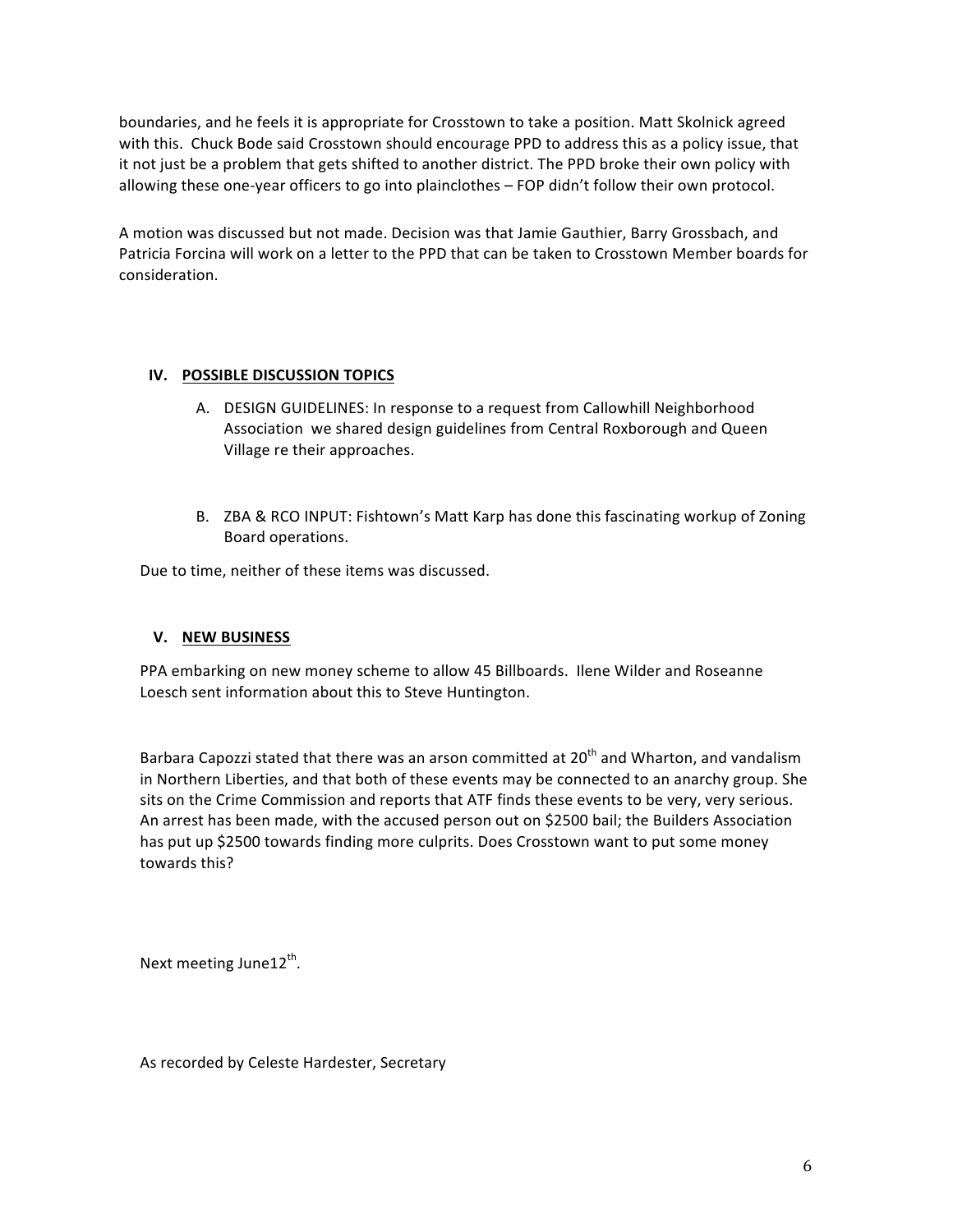boundaries, and he feels it is appropriate for Crosstown to take a position. Matt Skolnick agreed with this. Chuck Bode said Crosstown should encourage PPD to address this as a policy issue, that it not just be a problem that gets shifted to another district. The PPD broke their own policy with allowing these one-year officers to go into plainclothes – FOP didn't follow their own protocol.

A motion was discussed but not made. Decision was that Jamie Gauthier, Barry Grossbach, and Patricia Forcina will work on a letter to the PPD that can be taken to Crosstown Member boards for consideration.

## IV. POSSIBLE DISCUSSION TOPICS

A. DESIGN GUIDELINES: In response to a request from Callowhill Neighborhood Association we shared design guidelines from Central Roxborough and Queen Village re their approaches.

B. ZBA & RCO INPUT: Fishtown's Matt Karp has done this fascinating workup of Zoning Board operations.

Due to time, neither of these items was discussed.

## V. NEW BUSINESS

PPA embarking on new money scheme to allow 45 Billboards. Ilene Wilder and Roseanne Loesch sent information about this to Steve Huntington.

Barbara Capozzi stated that there was an arson committed at 20th and Wharton, and vandalism in Northern Liberties, and that both of these events may be connected to an anarchy group. She sits on the Crime Commission and reports that ATF finds these events to be very, very serious. An arrest has been made, with the accused person out on $2500 bail; the Builders Association has put up $2500 towards finding more culprits. Does Crosstown want to put some money towards this?

Next meeting June12th.

As recorded by Celeste Hardester, Secretary